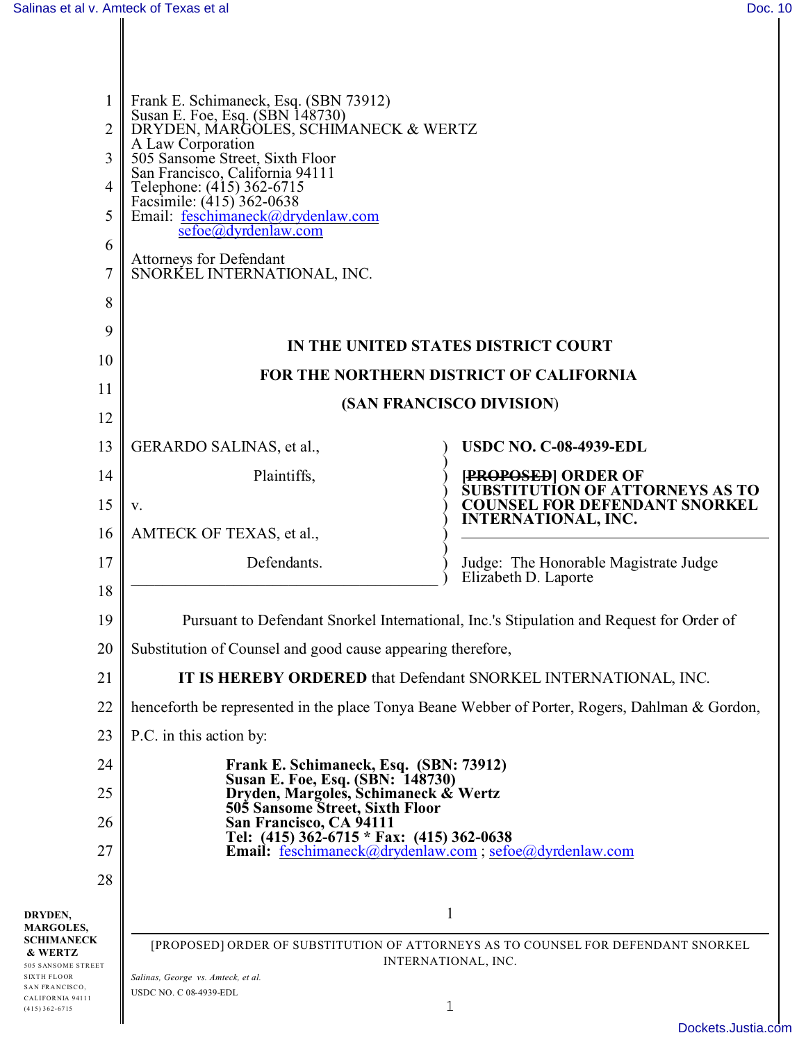Frank E. Schimaneck, Esq. (SBN 73912)
Susan E. Foe, Esq. (SBN 148730)
DRYDEN, MARGOLES, SCHIMANECK & WERTZ
A Law Corporation
505 Sansome Street, Sixth Floor
San Francisco, California 94111
Telephone: (415) 362-6715
Facsimile: (415) 362-0638
Email: feschimaneck@drydenlaw.com
sefoe@dyrdenlaw.com

Attorneys for Defendant
SNORKEL INTERNATIONAL, INC.

**IN THE UNITED STATES DISTRICT COURT**

**FOR THE NORTHERN DISTRICT OF CALIFORNIA**

**(SAN FRANCISCO DIVISION)**

| | |
|---|---|
| GERARDO SALINAS, et al., Plaintiffs, v. AMTECK OF TEXAS, et al., Defendants. | **USDC NO. C-08-4939-EDL** **[~~PROPOSED~~] ORDER OF SUBSTITUTION OF ATTORNEYS AS TO COUNSEL FOR DEFENDANT SNORKEL INTERNATIONAL, INC.** Judge: The Honorable Magistrate Judge Elizabeth D. Laporte |

Pursuant to Defendant Snorkel International, Inc.'s Stipulation and Request for Order of Substitution of Counsel and good cause appearing therefore,

**IT IS HEREBY ORDERED** that Defendant SNORKEL INTERNATIONAL, INC. henceforth be represented in the place Tonya Beane Webber of Porter, Rogers, Dahlman & Gordon, P.C. in this action by:

**Frank E. Schimaneck, Esq. (SBN: 73912)**
**Susan E. Foe, Esq. (SBN: 148730)**
**Dryden, Margoles, Schimaneck & Wertz**
**505 Sansome Street, Sixth Floor**
**San Francisco, CA 94111**
**Tel: (415) 362-6715 * Fax: (415) 362-0638**
**Email:** feschimaneck@drydenlaw.com ; sefoe@dyrdenlaw.com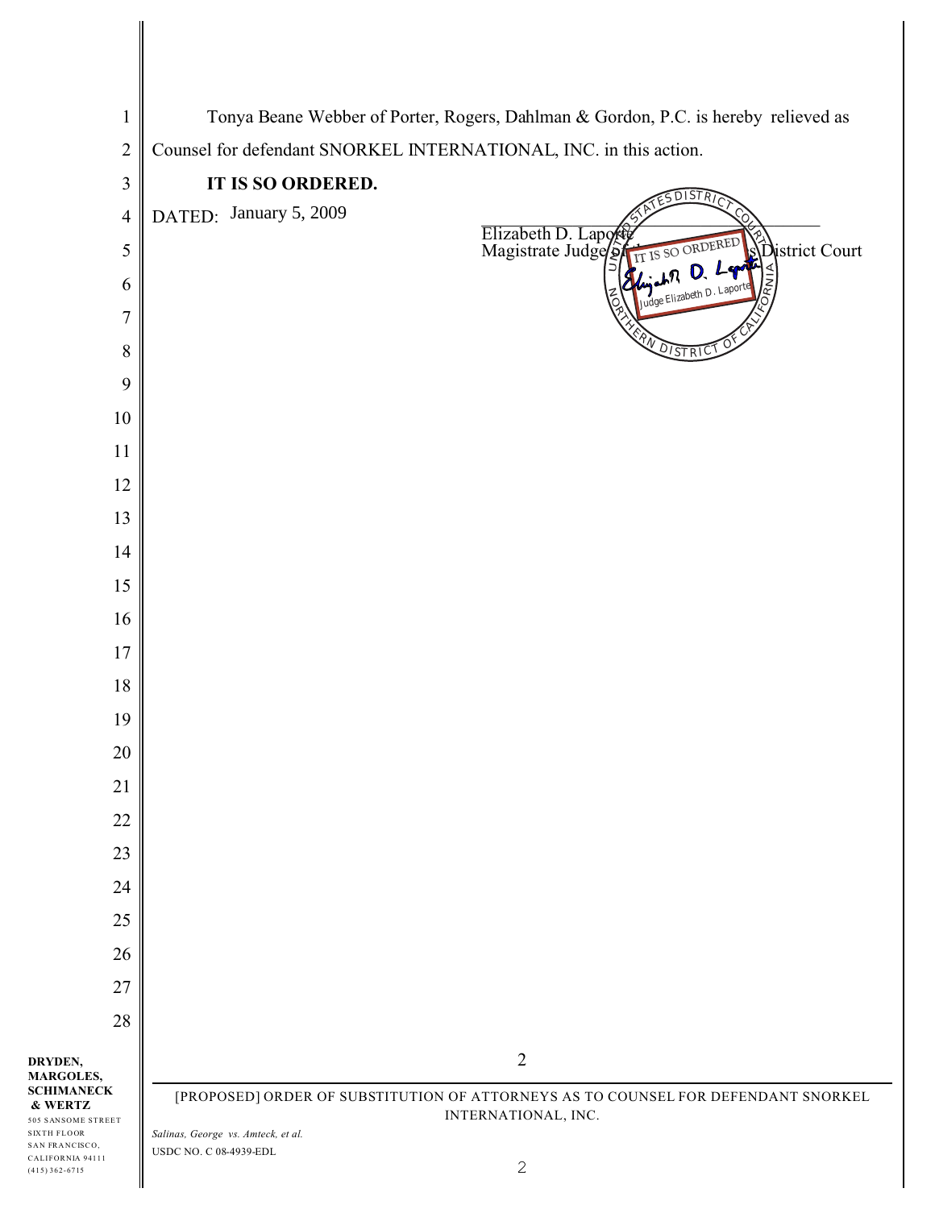Tonya Beane Webber of Porter, Rogers, Dahlman & Gordon, P.C. is hereby relieved as Counsel for defendant SNORKEL INTERNATIONAL, INC. in this action.

**IT IS SO ORDERED.**

DATED: January 5, 2009

Elizabeth D. Laporte
Magistrate Judge of the United States District Court

UNITED STATES DISTRICT COURT NORTHERN DISTRICT OF CALIFORNIA
IT IS SO ORDERED
Judge Elizabeth D. Laporte

DRYDEN, MARGOLES, SCHIMANECK & WERTZ
505 SANSOME STREET
SIXTH FLOOR
SAN FRANCISCO, CALIFORNIA 94111
(415) 362-6715

[PROPOSED] ORDER OF SUBSTITUTION OF ATTORNEYS AS TO COUNSEL FOR DEFENDANT SNORKEL INTERNATIONAL, INC.

*Salinas, George vs. Amteck, et al.*
USDC NO. C 08-4939-EDL